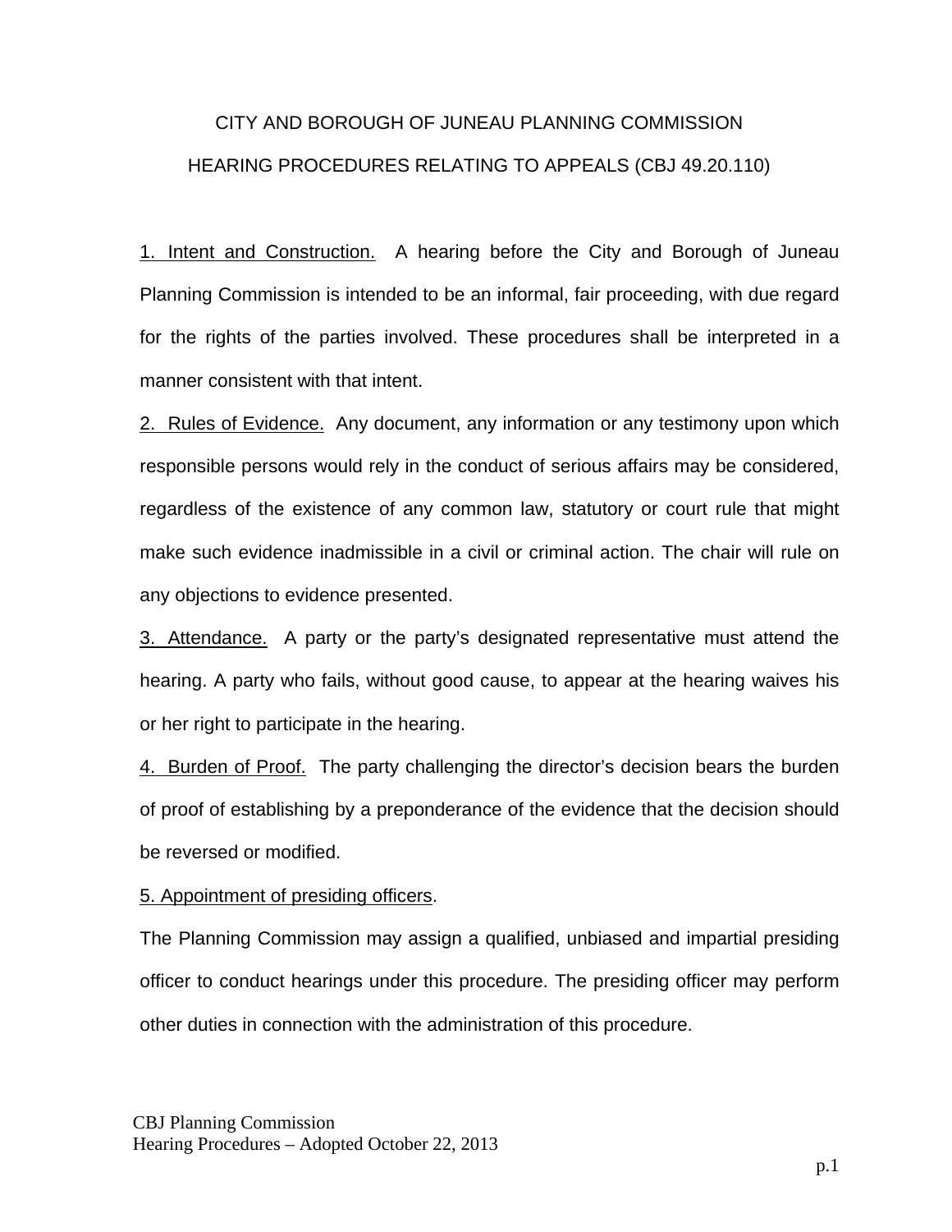# CITY AND BOROUGH OF JUNEAU PLANNING COMMISSION

## HEARING PROCEDURES RELATING TO APPEALS (CBJ 49.20.110)

1. Intent and Construction. A hearing before the City and Borough of Juneau Planning Commission is intended to be an informal, fair proceeding, with due regard for the rights of the parties involved. These procedures shall be interpreted in a manner consistent with that intent.

2. Rules of Evidence. Any document, any information or any testimony upon which responsible persons would rely in the conduct of serious affairs may be considered, regardless of the existence of any common law, statutory or court rule that might make such evidence inadmissible in a civil or criminal action. The chair will rule on any objections to evidence presented.

3. Attendance. A party or the party's designated representative must attend the hearing. A party who fails, without good cause, to appear at the hearing waives his or her right to participate in the hearing.

4. Burden of Proof. The party challenging the director's decision bears the burden of proof of establishing by a preponderance of the evidence that the decision should be reversed or modified.

5. Appointment of presiding officers.

The Planning Commission may assign a qualified, unbiased and impartial presiding officer to conduct hearings under this procedure. The presiding officer may perform other duties in connection with the administration of this procedure.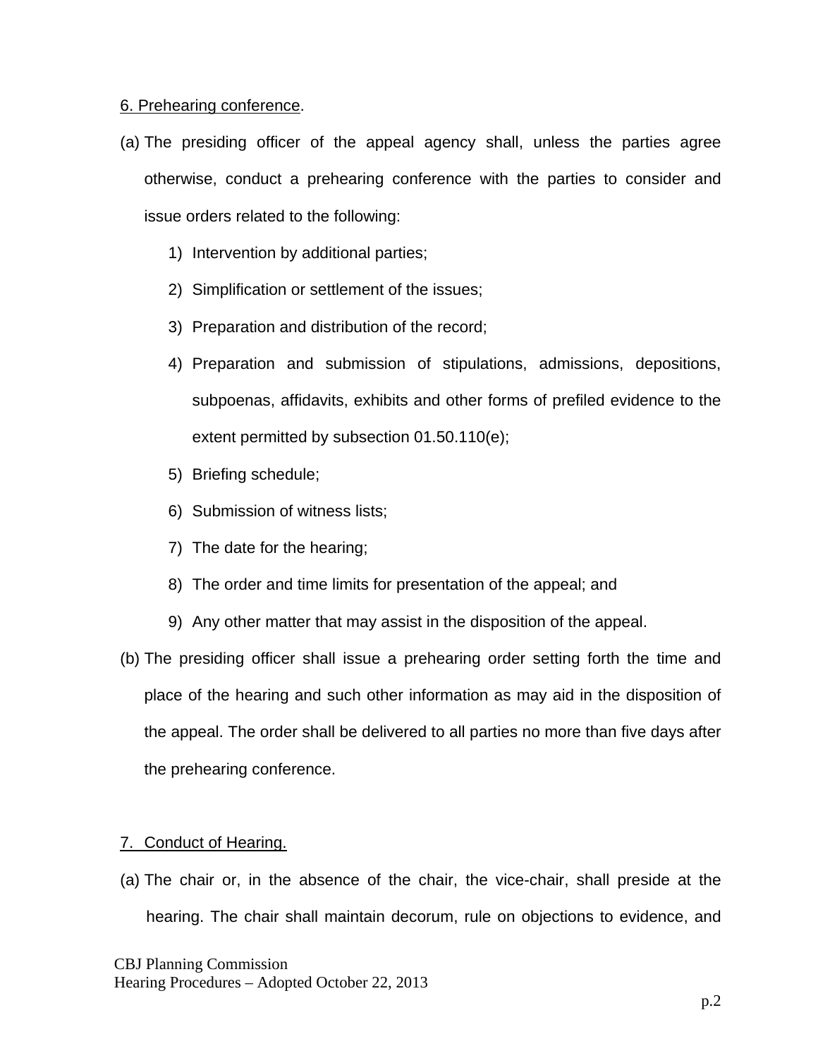6. Prehearing conference.

(a) The presiding officer of the appeal agency shall, unless the parties agree otherwise, conduct a prehearing conference with the parties to consider and issue orders related to the following:

   1) Intervention by additional parties;
   2) Simplification or settlement of the issues;
   3) Preparation and distribution of the record;
   4) Preparation and submission of stipulations, admissions, depositions, subpoenas, affidavits, exhibits and other forms of prefiled evidence to the extent permitted by subsection 01.50.110(e);
   5) Briefing schedule;
   6) Submission of witness lists;
   7) The date for the hearing;
   8) The order and time limits for presentation of the appeal; and
   9) Any other matter that may assist in the disposition of the appeal.

(b) The presiding officer shall issue a prehearing order setting forth the time and place of the hearing and such other information as may aid in the disposition of the appeal. The order shall be delivered to all parties no more than five days after the prehearing conference.

7. Conduct of Hearing.

(a) The chair or, in the absence of the chair, the vice-chair, shall preside at the hearing. The chair shall maintain decorum, rule on objections to evidence, and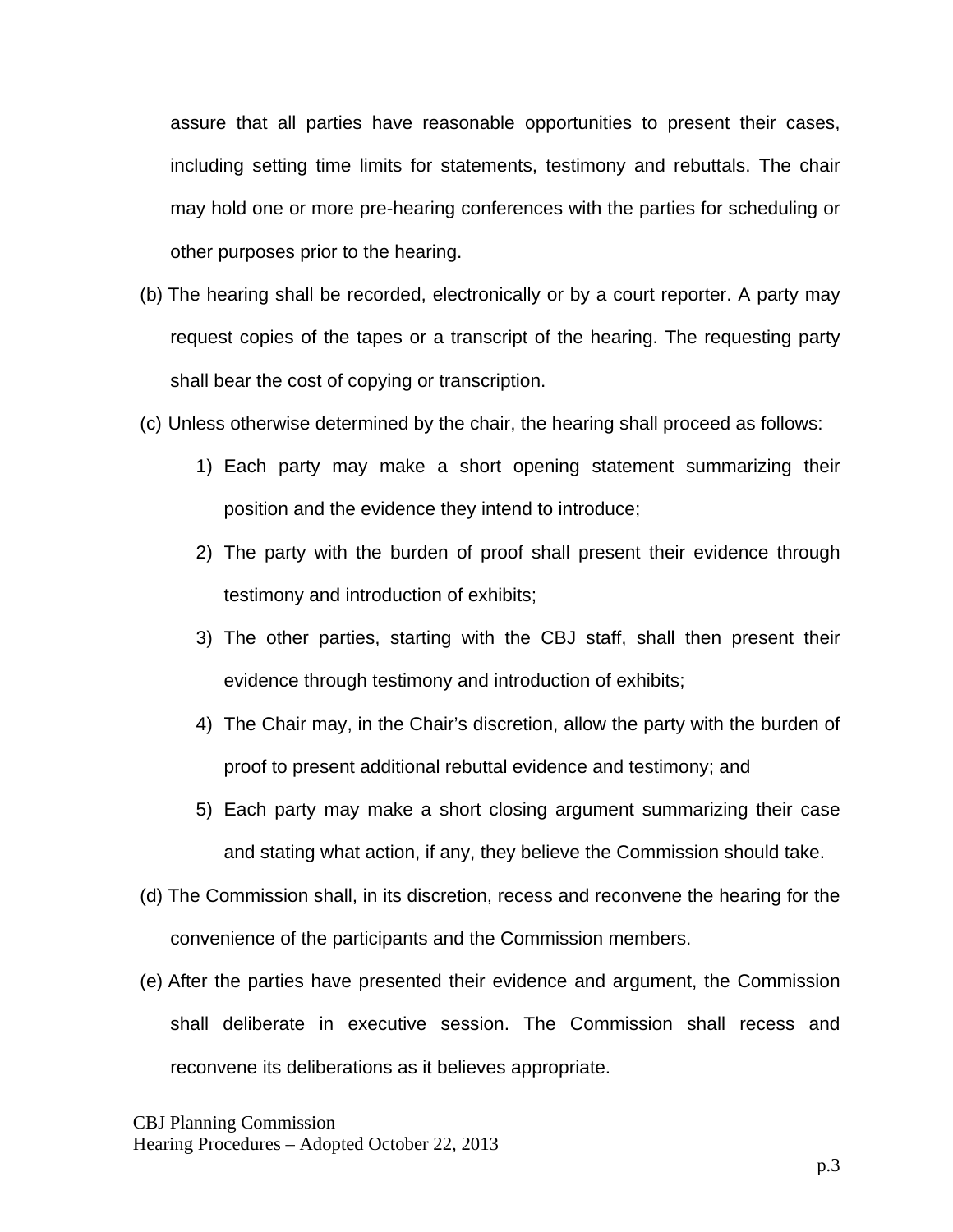assure that all parties have reasonable opportunities to present their cases, including setting time limits for statements, testimony and rebuttals. The chair may hold one or more pre-hearing conferences with the parties for scheduling or other purposes prior to the hearing.

(b) The hearing shall be recorded, electronically or by a court reporter. A party may request copies of the tapes or a transcript of the hearing. The requesting party shall bear the cost of copying or transcription.

(c) Unless otherwise determined by the chair, the hearing shall proceed as follows:

1) Each party may make a short opening statement summarizing their position and the evidence they intend to introduce;
2) The party with the burden of proof shall present their evidence through testimony and introduction of exhibits;
3) The other parties, starting with the CBJ staff, shall then present their evidence through testimony and introduction of exhibits;
4) The Chair may, in the Chair's discretion, allow the party with the burden of proof to present additional rebuttal evidence and testimony; and
5) Each party may make a short closing argument summarizing their case and stating what action, if any, they believe the Commission should take.

(d) The Commission shall, in its discretion, recess and reconvene the hearing for the convenience of the participants and the Commission members.

(e) After the parties have presented their evidence and argument, the Commission shall deliberate in executive session. The Commission shall recess and reconvene its deliberations as it believes appropriate.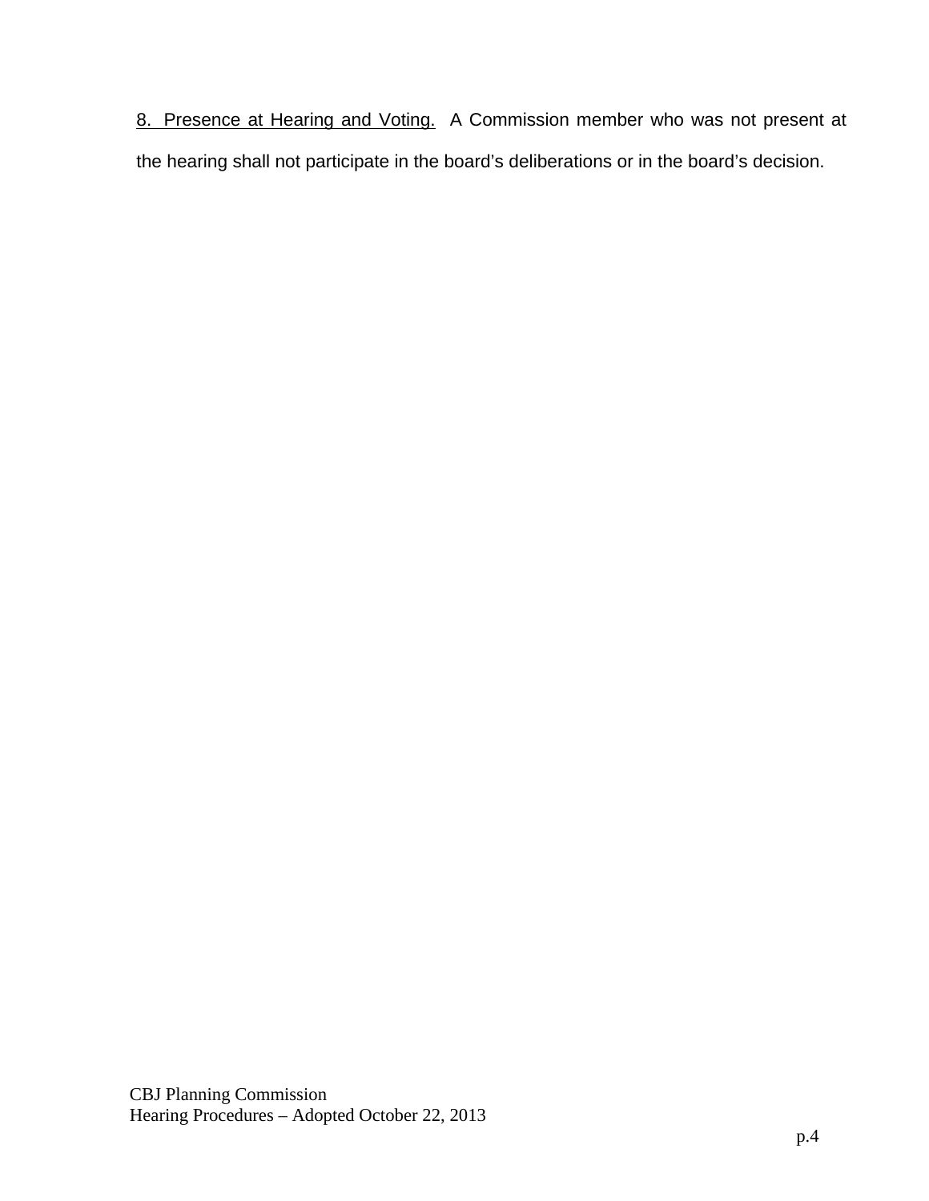<u>8. Presence at Hearing and Voting.</u> A Commission member who was not present at the hearing shall not participate in the board's deliberations or in the board's decision.